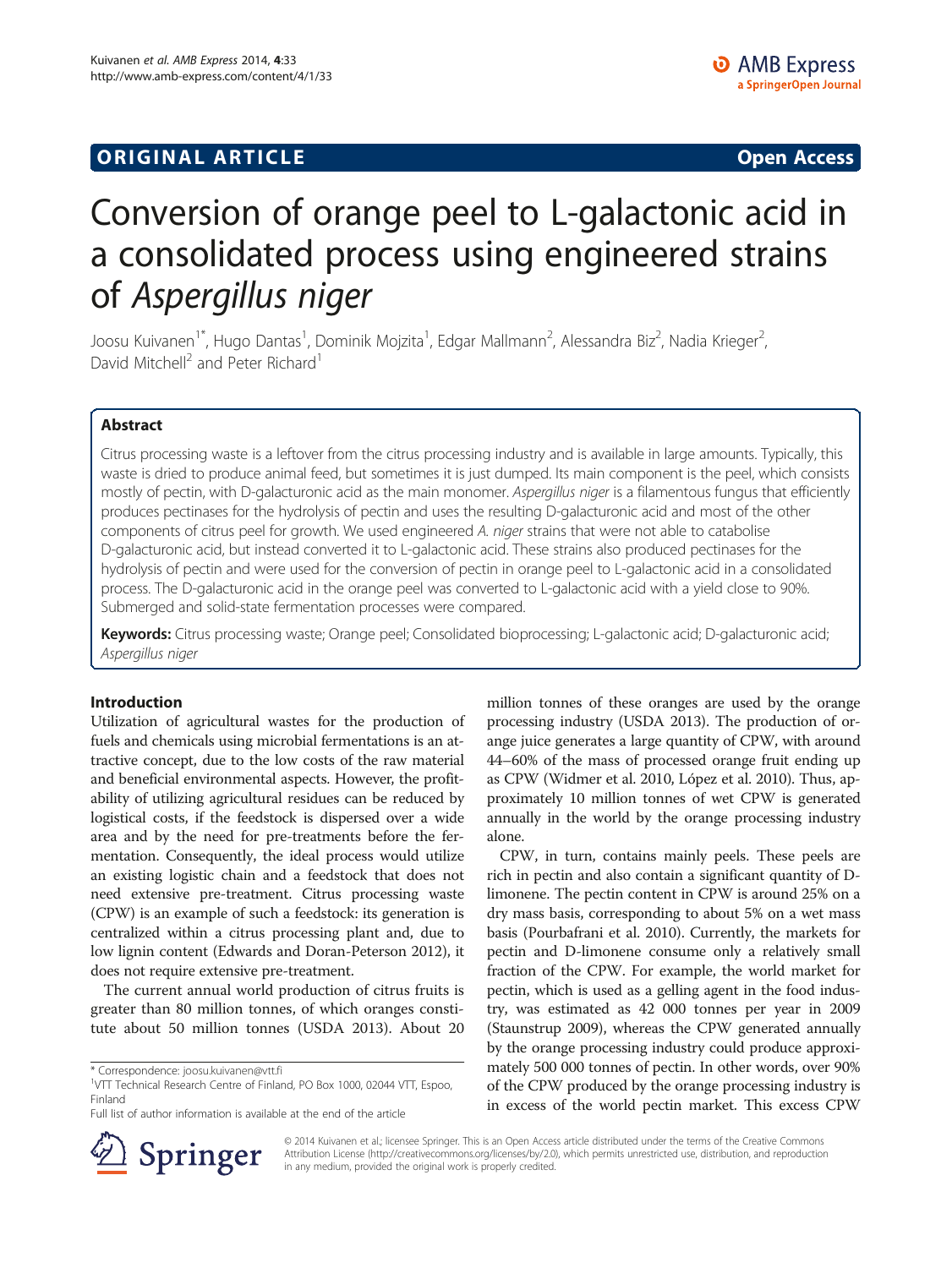ORIGINAL ARTICLE

Open Access

# Conversion of orange peel to L-galactonic acid in a consolidated process using engineered strains of *Aspergillus niger*

Joosu Kuivanen[1*], Hugo Dantas[1], Dominik Mojzita[1], Edgar Mallmann[2], Alessandra Biz[2], Nadia Krieger[2], David Mitchell[2] and Peter Richard[1]

## Abstract

Citrus processing waste is a leftover from the citrus processing industry and is available in large amounts. Typically, this waste is dried to produce animal feed, but sometimes it is just dumped. Its main component is the peel, which consists mostly of pectin, with D-galacturonic acid as the main monomer. *Aspergillus niger* is a filamentous fungus that efficiently produces pectinases for the hydrolysis of pectin and uses the resulting D-galacturonic acid and most of the other components of citrus peel for growth. We used engineered *A. niger* strains that were not able to catabolise D-galacturonic acid, but instead converted it to L-galactonic acid. These strains also produced pectinases for the hydrolysis of pectin and were used for the conversion of pectin in orange peel to L-galactonic acid in a consolidated process. The D-galacturonic acid in the orange peel was converted to L-galactonic acid with a yield close to 90%. Submerged and solid-state fermentation processes were compared.

**Keywords:** Citrus processing waste; Orange peel; Consolidated bioprocessing; L-galactonic acid; D-galacturonic acid; *Aspergillus niger*

## Introduction

Utilization of agricultural wastes for the production of fuels and chemicals using microbial fermentations is an attractive concept, due to the low costs of the raw material and beneficial environmental aspects. However, the profitability of utilizing agricultural residues can be reduced by logistical costs, if the feedstock is dispersed over a wide area and by the need for pre-treatments before the fermentation. Consequently, the ideal process would utilize an existing logistic chain and a feedstock that does not need extensive pre-treatment. Citrus processing waste (CPW) is an example of such a feedstock: its generation is centralized within a citrus processing plant and, due to low lignin content (Edwards and Doran-Peterson 2012), it does not require extensive pre-treatment.

The current annual world production of citrus fruits is greater than 80 million tonnes, of which oranges constitute about 50 million tonnes (USDA 2013). About 20 million tonnes of these oranges are used by the orange processing industry (USDA 2013). The production of orange juice generates a large quantity of CPW, with around 44–60% of the mass of processed orange fruit ending up as CPW (Widmer et al. 2010, López et al. 2010). Thus, approximately 10 million tonnes of wet CPW is generated annually in the world by the orange processing industry alone.

CPW, in turn, contains mainly peels. These peels are rich in pectin and also contain a significant quantity of D-limonene. The pectin content in CPW is around 25% on a dry mass basis, corresponding to about 5% on a wet mass basis (Pourbafrani et al. 2010). Currently, the markets for pectin and D-limonene consume only a relatively small fraction of the CPW. For example, the world market for pectin, which is used as a gelling agent in the food industry, was estimated as 42 000 tonnes per year in 2009 (Staunstrup 2009), whereas the CPW generated annually by the orange processing industry could produce approximately 500 000 tonnes of pectin. In other words, over 90% of the CPW produced by the orange processing industry is in excess of the world pectin market. This excess CPW

\* Correspondence: joosu.kuivanen@vtt.fi
[1]VTT Technical Research Centre of Finland, PO Box 1000, 02044 VTT, Espoo, Finland
Full list of author information is available at the end of the article

© 2014 Kuivanen et al.; licensee Springer. This is an Open Access article distributed under the terms of the Creative Commons Attribution License (http://creativecommons.org/licenses/by/2.0), which permits unrestricted use, distribution, and reproduction in any medium, provided the original work is properly credited.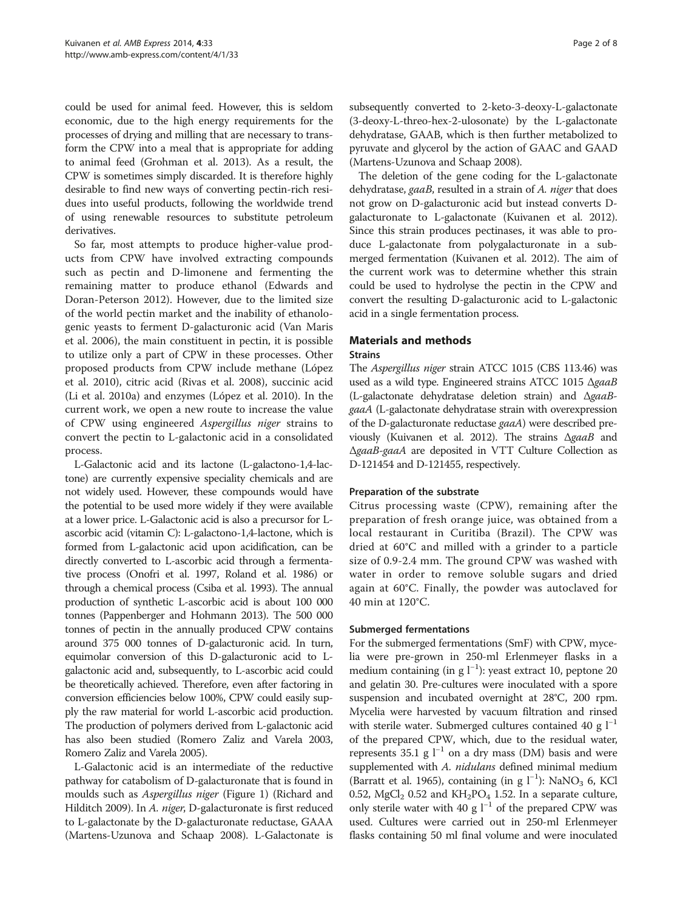could be used for animal feed. However, this is seldom economic, due to the high energy requirements for the processes of drying and milling that are necessary to transform the CPW into a meal that is appropriate for adding to animal feed (Grohman et al. 2013). As a result, the CPW is sometimes simply discarded. It is therefore highly desirable to find new ways of converting pectin-rich residues into useful products, following the worldwide trend of using renewable resources to substitute petroleum derivatives.

So far, most attempts to produce higher-value products from CPW have involved extracting compounds such as pectin and D-limonene and fermenting the remaining matter to produce ethanol (Edwards and Doran-Peterson 2012). However, due to the limited size of the world pectin market and the inability of ethanologenic yeasts to ferment D-galacturonic acid (Van Maris et al. 2006), the main constituent in pectin, it is possible to utilize only a part of CPW in these processes. Other proposed products from CPW include methane (López et al. 2010), citric acid (Rivas et al. 2008), succinic acid (Li et al. 2010a) and enzymes (López et al. 2010). In the current work, we open a new route to increase the value of CPW using engineered *Aspergillus niger* strains to convert the pectin to L-galactonic acid in a consolidated process.

L-Galactonic acid and its lactone (L-galactono-1,4-lactone) are currently expensive speciality chemicals and are not widely used. However, these compounds would have the potential to be used more widely if they were available at a lower price. L-Galactonic acid is also a precursor for L-ascorbic acid (vitamin C): L-galactono-1,4-lactone, which is formed from L-galactonic acid upon acidification, can be directly converted to L-ascorbic acid through a fermentative process (Onofri et al. 1997, Roland et al. 1986) or through a chemical process (Csiba et al. 1993). The annual production of synthetic L-ascorbic acid is about 100 000 tonnes (Pappenberger and Hohmann 2013). The 500 000 tonnes of pectin in the annually produced CPW contains around 375 000 tonnes of D-galacturonic acid. In turn, equimolar conversion of this D-galacturonic acid to L-galactonic acid and, subsequently, to L-ascorbic acid could be theoretically achieved. Therefore, even after factoring in conversion efficiencies below 100%, CPW could easily supply the raw material for world L-ascorbic acid production. The production of polymers derived from L-galactonic acid has also been studied (Romero Zaliz and Varela 2003, Romero Zaliz and Varela 2005).

L-Galactonic acid is an intermediate of the reductive pathway for catabolism of D-galacturonate that is found in moulds such as *Aspergillus niger* (Figure 1) (Richard and Hilditch 2009). In *A. niger*, D-galacturonate is first reduced to L-galactonate by the D-galacturonate reductase, GAAA (Martens-Uzunova and Schaap 2008). L-Galactonate is subsequently converted to 2-keto-3-deoxy-L-galactonate (3-deoxy-L-threo-hex-2-ulosonate) by the L-galactonate dehydratase, GAAB, which is then further metabolized to pyruvate and glycerol by the action of GAAC and GAAD (Martens-Uzunova and Schaap 2008).

The deletion of the gene coding for the L-galactonate dehydratase, *gaaB*, resulted in a strain of *A. niger* that does not grow on D-galacturonic acid but instead converts D-galacturonate to L-galactonate (Kuivanen et al. 2012). Since this strain produces pectinases, it was able to produce L-galactonate from polygalacturonate in a submerged fermentation (Kuivanen et al. 2012). The aim of the current work was to determine whether this strain could be used to hydrolyse the pectin in the CPW and convert the resulting D-galacturonic acid to L-galactonic acid in a single fermentation process.

## Materials and methods

### Strains

The *Aspergillus niger* strain ATCC 1015 (CBS 113.46) was used as a wild type. Engineered strains ATCC 1015 Δ*gaaB* (L-galactonate dehydratase deletion strain) and Δ*gaaB-gaaA* (L-galactonate dehydratase strain with overexpression of the D-galacturonate reductase *gaaA*) were described previously (Kuivanen et al. 2012). The strains Δ*gaaB* and Δ*gaaB-gaaA* are deposited in VTT Culture Collection as D-121454 and D-121455, respectively.

### Preparation of the substrate

Citrus processing waste (CPW), remaining after the preparation of fresh orange juice, was obtained from a local restaurant in Curitiba (Brazil). The CPW was dried at 60°C and milled with a grinder to a particle size of 0.9-2.4 mm. The ground CPW was washed with water in order to remove soluble sugars and dried again at 60°C. Finally, the powder was autoclaved for 40 min at 120°C.

### Submerged fermentations

For the submerged fermentations (SmF) with CPW, mycelia were pre-grown in 250-ml Erlenmeyer flasks in a medium containing (in g $l^{-1}$): yeast extract 10, peptone 20 and gelatin 30. Pre-cultures were inoculated with a spore suspension and incubated overnight at 28°C, 200 rpm. Mycelia were harvested by vacuum filtration and rinsed with sterile water. Submerged cultures contained 40 g $l^{-1}$ of the prepared CPW, which, due to the residual water, represents 35.1 g $l^{-1}$ on a dry mass (DM) basis and were supplemented with *A. nidulans* defined minimal medium (Barratt et al. 1965), containing (in g $l^{-1}$): $NaNO_3$ 6, KCl 0.52, $MgCl_2$ 0.52 and $KH_2PO_4$ 1.52. In a separate culture, only sterile water with 40 g $l^{-1}$ of the prepared CPW was used. Cultures were carried out in 250-ml Erlenmeyer flasks containing 50 ml final volume and were inoculated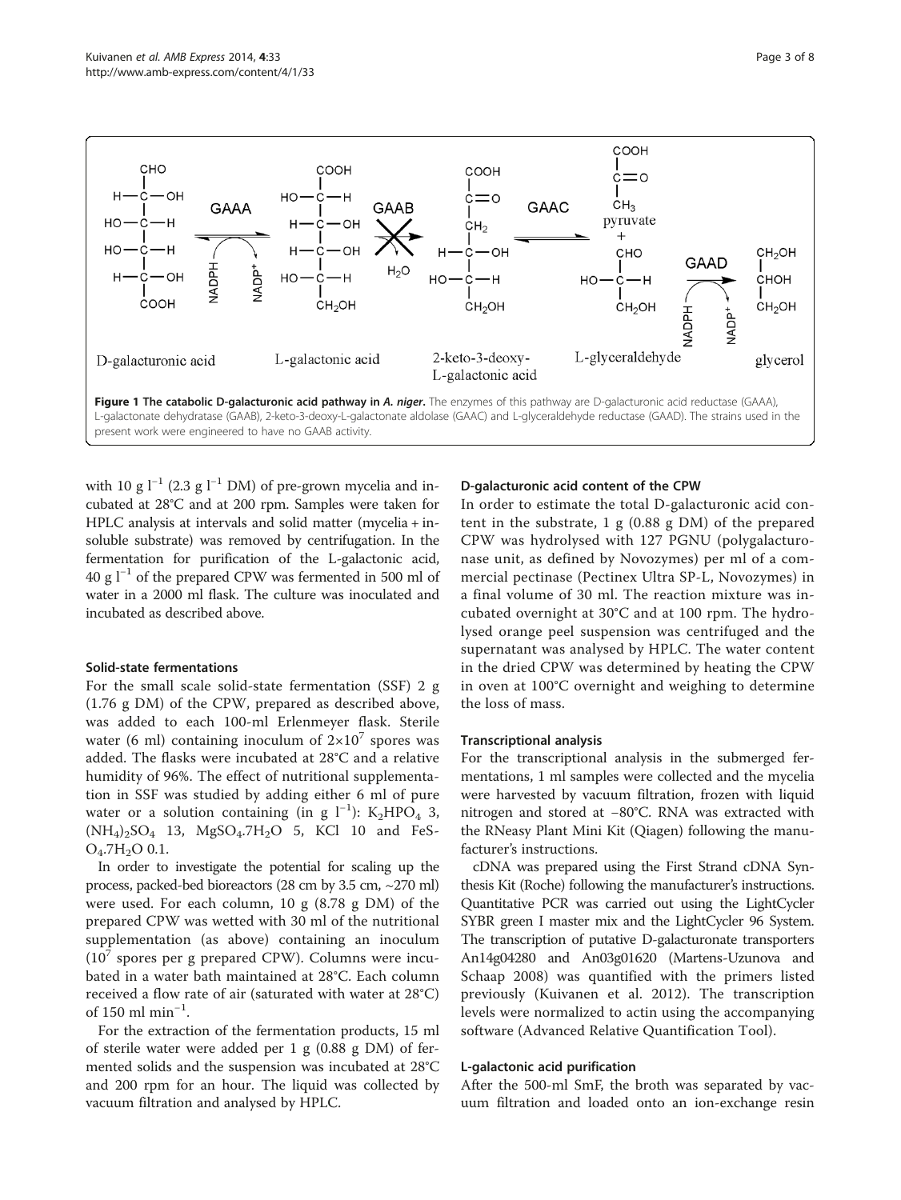**Figure 1 The catabolic D-galacturonic acid pathway in *A. niger*.** The enzymes of this pathway are D-galacturonic acid reductase (GAAA), L-galactonate dehydratase (GAAB), 2-keto-3-deoxy-L-galactonate aldolase (GAAC) and L-glyceraldehyde reductase (GAAD). The strains used in the present work were engineered to have no GAAB activity.

with 10 g $l^{-1}$ (2.3 g $l^{-1}$ DM) of pre-grown mycelia and incubated at 28°C and at 200 rpm. Samples were taken for HPLC analysis at intervals and solid matter (mycelia + insoluble substrate) was removed by centrifugation. In the fermentation for purification of the L-galactonic acid, 40 g $l^{-1}$ of the prepared CPW was fermented in 500 ml of water in a 2000 ml flask. The culture was inoculated and incubated as described above.

#### Solid-state fermentations

For the small scale solid-state fermentation (SSF) 2 g (1.76 g DM) of the CPW, prepared as described above, was added to each 100-ml Erlenmeyer flask. Sterile water (6 ml) containing inoculum of $2 \times 10^7$ spores was added. The flasks were incubated at 28°C and a relative humidity of 96%. The effect of nutritional supplementation in SSF was studied by adding either 6 ml of pure water or a solution containing (in g $l^{-1}$): $K_2HPO_4$ 3, $(NH_4)_2SO_4$ 13, $MgSO_4.7H_2O$ 5, KCl 10 and $FeSO_4.7H_2O$ 0.1.

In order to investigate the potential for scaling up the process, packed-bed bioreactors (28 cm by 3.5 cm, ~270 ml) were used. For each column, 10 g (8.78 g DM) of the prepared CPW was wetted with 30 ml of the nutritional supplementation (as above) containing an inoculum ($10^7$ spores per g prepared CPW). Columns were incubated in a water bath maintained at 28°C. Each column received a flow rate of air (saturated with water at 28°C) of 150 ml $min^{-1}$.

For the extraction of the fermentation products, 15 ml of sterile water were added per 1 g (0.88 g DM) of fermented solids and the suspension was incubated at 28°C and 200 rpm for an hour. The liquid was collected by vacuum filtration and analysed by HPLC.

#### D-galacturonic acid content of the CPW

In order to estimate the total D-galacturonic acid content in the substrate, 1 g (0.88 g DM) of the prepared CPW was hydrolysed with 127 PGNU (polygalacturonase unit, as defined by Novozymes) per ml of a commercial pectinase (Pectinex Ultra SP-L, Novozymes) in a final volume of 30 ml. The reaction mixture was incubated overnight at 30°C and at 100 rpm. The hydrolysed orange peel suspension was centrifuged and the supernatant was analysed by HPLC. The water content in the dried CPW was determined by heating the CPW in oven at 100°C overnight and weighing to determine the loss of mass.

#### Transcriptional analysis

For the transcriptional analysis in the submerged fermentations, 1 ml samples were collected and the mycelia were harvested by vacuum filtration, frozen with liquid nitrogen and stored at −80°C. RNA was extracted with the RNeasy Plant Mini Kit (Qiagen) following the manufacturer's instructions.

cDNA was prepared using the First Strand cDNA Synthesis Kit (Roche) following the manufacturer's instructions. Quantitative PCR was carried out using the LightCycler SYBR green I master mix and the LightCycler 96 System. The transcription of putative D-galacturonate transporters An14g04280 and An03g01620 (Martens-Uzunova and Schaap 2008) was quantified with the primers listed previously (Kuivanen et al. 2012). The transcription levels were normalized to actin using the accompanying software (Advanced Relative Quantification Tool).

#### L-galactonic acid purification

After the 500-ml SmF, the broth was separated by vacuum filtration and loaded onto an ion-exchange resin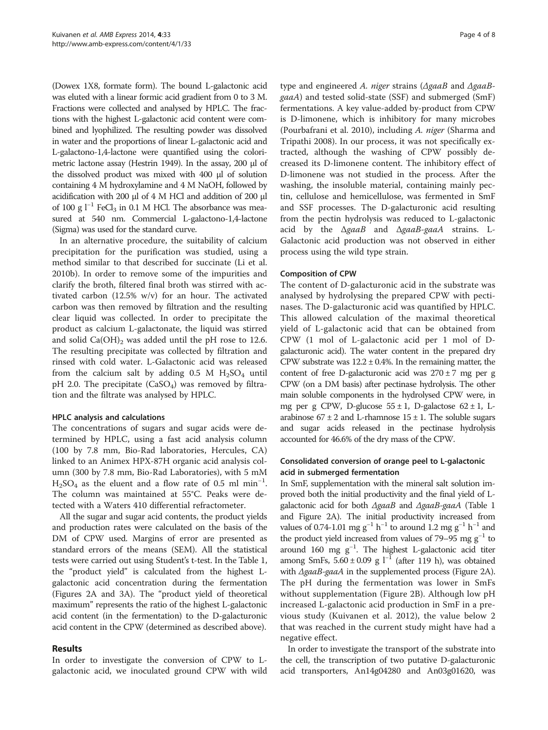(Dowex 1X8, formate form). The bound L-galactonic acid was eluted with a linear formic acid gradient from 0 to 3 M. Fractions were collected and analysed by HPLC. The fractions with the highest L-galactonic acid content were combined and lyophilized. The resulting powder was dissolved in water and the proportions of linear L-galactonic acid and L-galactono-1,4-lactone were quantified using the colorimetric lactone assay (Hestrin 1949). In the assay, 200 μl of the dissolved product was mixed with 400 μl of solution containing 4 M hydroxylamine and 4 M NaOH, followed by acidification with 200 μl of 4 M HCl and addition of 200 μl of 100 g $l^{-1}$ $FeCl_3$ in 0.1 M HCl. The absorbance was measured at 540 nm. Commercial L-galactono-1,4-lactone (Sigma) was used for the standard curve.

In an alternative procedure, the suitability of calcium precipitation for the purification was studied, using a method similar to that described for succinate (Li et al. 2010b). In order to remove some of the impurities and clarify the broth, filtered final broth was stirred with activated carbon (12.5% w/v) for an hour. The activated carbon was then removed by filtration and the resulting clear liquid was collected. In order to precipitate the product as calcium L-galactonate, the liquid was stirred and solid $Ca(OH)_2$ was added until the pH rose to 12.6. The resulting precipitate was collected by filtration and rinsed with cold water. L-Galactonic acid was released from the calcium salt by adding 0.5 M $H_2SO_4$ until pH 2.0. The precipitate ($CaSO_4$) was removed by filtration and the filtrate was analysed by HPLC.

### HPLC analysis and calculations

The concentrations of sugars and sugar acids were determined by HPLC, using a fast acid analysis column (100 by 7.8 mm, Bio-Rad laboratories, Hercules, CA) linked to an Animex HPX-87H organic acid analysis column (300 by 7.8 mm, Bio-Rad Laboratories), with 5 mM $H_2SO_4$ as the eluent and a flow rate of 0.5 ml $min^{-1}$. The column was maintained at 55°C. Peaks were detected with a Waters 410 differential refractometer.

All the sugar and sugar acid contents, the product yields and production rates were calculated on the basis of the DM of CPW used. Margins of error are presented as standard errors of the means (SEM). All the statistical tests were carried out using Student's t-test. In the Table 1, the "product yield" is calculated from the highest L-galactonic acid concentration during the fermentation (Figures 2A and 3A). The "product yield of theoretical maximum" represents the ratio of the highest L-galactonic acid content (in the fermentation) to the D-galacturonic acid content in the CPW (determined as described above).

## Results

In order to investigate the conversion of CPW to L-galactonic acid, we inoculated ground CPW with wild type and engineered *A. niger* strains (*ΔgaaB* and *ΔgaaB-gaaA*) and tested solid-state (SSF) and submerged (SmF) fermentations. A key value-added by-product from CPW is D-limonene, which is inhibitory for many microbes (Pourbafrani et al. 2010), including *A. niger* (Sharma and Tripathi 2008). In our process, it was not specifically extracted, although the washing of CPW possibly decreased its D-limonene content. The inhibitory effect of D-limonene was not studied in the process. After the washing, the insoluble material, containing mainly pectin, cellulose and hemicellulose, was fermented in SmF and SSF processes. The D-galacturonic acid resulting from the pectin hydrolysis was reduced to L-galactonic acid by the *ΔgaaB* and *ΔgaaB-gaaA* strains. L-Galactonic acid production was not observed in either process using the wild type strain.

### Composition of CPW

The content of D-galacturonic acid in the substrate was analysed by hydrolysing the prepared CPW with pectinases. The D-galacturonic acid was quantified by HPLC. This allowed calculation of the maximal theoretical yield of L-galactonic acid that can be obtained from CPW (1 mol of L-galactonic acid per 1 mol of D-galacturonic acid). The water content in the prepared dry CPW substrate was 12.2 ± 0.4%. In the remaining matter, the content of free D-galacturonic acid was 270 ± 7 mg per g CPW (on a DM basis) after pectinase hydrolysis. The other main soluble components in the hydrolysed CPW were, in mg per g CPW, D-glucose 55 ± 1, D-galactose 62 ± 1, L-arabinose 67 ± 2 and L-rhamnose 15 ± 1. The soluble sugars and sugar acids released in the pectinase hydrolysis accounted for 46.6% of the dry mass of the CPW.

### Consolidated conversion of orange peel to L-galactonic acid in submerged fermentation

In SmF, supplementation with the mineral salt solution improved both the initial productivity and the final yield of L-galactonic acid for both *ΔgaaB* and *ΔgaaB-gaaA* (Table 1 and Figure 2A). The initial productivity increased from values of 0.74-1.01 mg $g^{-1}$ $h^{-1}$ to around 1.2 mg $g^{-1}$ $h^{-1}$ and the product yield increased from values of 79–95 mg $g^{-1}$ to around 160 mg $g^{-1}$. The highest L-galactonic acid titer among SmFs, 5.60 ± 0.09 g $l^{-1}$ (after 119 h), was obtained with *ΔgaaB-gaaA* in the supplemented process (Figure 2A). The pH during the fermentation was lower in SmFs without supplementation (Figure 2B). Although low pH increased L-galactonic acid production in SmF in a previous study (Kuivanen et al. 2012), the value below 2 that was reached in the current study might have had a negative effect.

In order to investigate the transport of the substrate into the cell, the transcription of two putative D-galacturonic acid transporters, An14g04280 and An03g01620, was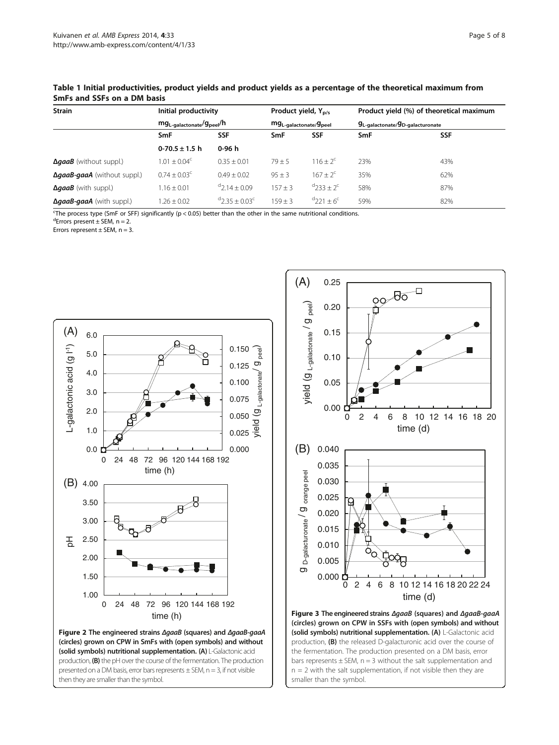**Table 1 Initial productivities, product yields and product yields as a percentage of the theoretical maximum from SmFs and SSFs on a DM basis**

| Strain | Initial productivity | | Product yield, $Y_{p/s}$ | | Product yield (%) of theoretical maximum | |
|---|---|---|---|---|---|---|
| | $mg_{L\text{-galactonate}}/g_{peel}/h$ | | $mg_{L\text{-galactonate}}/g_{peel}$ | | $g_{L\text{-galactonate}}/g_{D\text{-galacturonate}}$ | |
| | SmF | SSF | SmF | SSF | SmF | SSF |
| | 0-70.5 ± 1.5 h | 0-96 h | | | | |
| ***ΔgaaB*** (without suppl.) | 1.01 ± 0.04[c] | 0.35 ± 0.01 | 79 ± 5 | 116 ± 2[c] | 23% | 43% |
| ***ΔgaaB-gaaA*** (without suppl.) | 0.74 ± 0.03[c] | 0.49 ± 0.02 | 95 ± 3 | 167 ± 2[c] | 35% | 62% |
| ***ΔgaaB*** (with suppl.) | 1.16 ± 0.01 | [d]2.14 ± 0.09 | 157 ± 3 | [d]233 ± 2[c] | 58% | 87% |
| ***ΔgaaB-gaaA*** (with suppl.) | 1.26 ± 0.02 | [d]2.35 ± 0.03[c] | 159 ± 3 | [d]221 ± 6[c] | 59% | 82% |

[c]The process type (SmF or SFF) significantly ($p < 0.05$) better than the other in the same nutritional conditions.
[d]Errors present ± SEM, n = 2.
Errors represent ± SEM, n = 3.

**Figure 2 The engineered strains *ΔgaaB* (squares) and *ΔgaaB-gaaA* (circles) grown on CPW in SmFs with (open symbols) and without (solid symbols) nutritional supplementation. (A)** L-Galactonic acid production, **(B)** the pH over the course of the fermentation. The production presented on a DM basis, error bars represents ± SEM, n = 3, if not visible then they are smaller than the symbol.

**Figure 3 The engineered strains *ΔgaaB* (squares) and *ΔgaaB-gaaA* (circles) grown on CPW in SSFs with (open symbols) and without (solid symbols) nutritional supplementation. (A)** L-Galactonic acid production, **(B)** the released D-galacturonic acid over the course of the fermentation. The production presented on a DM basis, error bars represents ± SEM, n = 3 without the salt supplementation and n = 2 with the salt supplementation, if not visible then they are smaller than the symbol.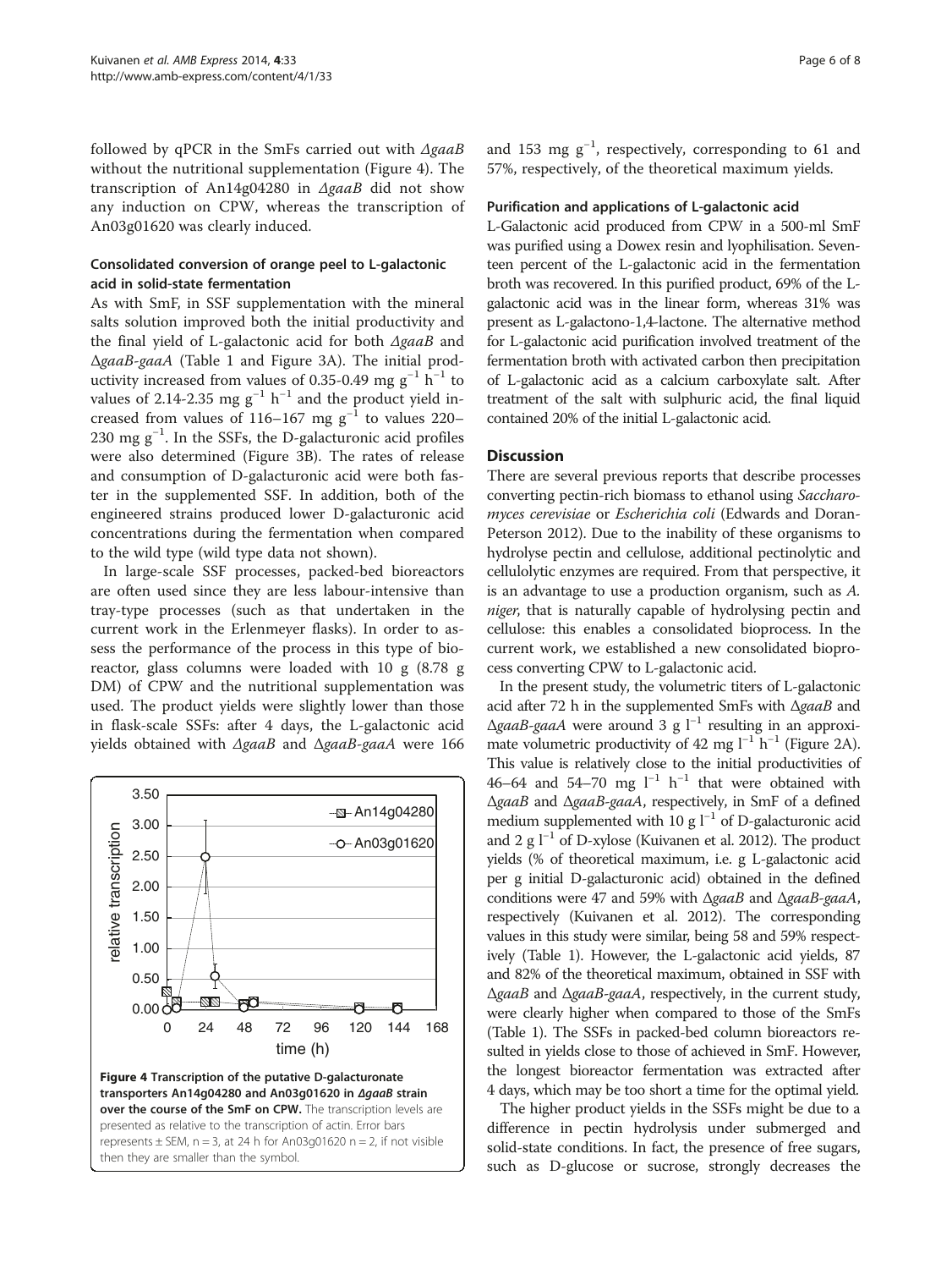followed by qPCR in the SmFs carried out with *ΔgaaB* without the nutritional supplementation (Figure 4). The transcription of An14g04280 in *ΔgaaB* did not show any induction on CPW, whereas the transcription of An03g01620 was clearly induced.

### Consolidated conversion of orange peel to L-galactonic acid in solid-state fermentation

As with SmF, in SSF supplementation with the mineral salts solution improved both the initial productivity and the final yield of L-galactonic acid for both *ΔgaaB* and *ΔgaaB-gaaA* (Table 1 and Figure 3A). The initial productivity increased from values of 0.35-0.49 mg $g^{-1}$ $h^{-1}$ to values of 2.14-2.35 mg $g^{-1}$ $h^{-1}$ and the product yield increased from values of 116–167 mg $g^{-1}$ to values 220–230 mg $g^{-1}$. In the SSFs, the D-galacturonic acid profiles were also determined (Figure 3B). The rates of release and consumption of D-galacturonic acid were both faster in the supplemented SSF. In addition, both of the engineered strains produced lower D-galacturonic acid concentrations during the fermentation when compared to the wild type (wild type data not shown).

In large-scale SSF processes, packed-bed bioreactors are often used since they are less labour-intensive than tray-type processes (such as that undertaken in the current work in the Erlenmeyer flasks). In order to assess the performance of the process in this type of bioreactor, glass columns were loaded with 10 g (8.78 g DM) of CPW and the nutritional supplementation was used. The product yields were slightly lower than those in flask-scale SSFs: after 4 days, the L-galactonic acid yields obtained with *ΔgaaB* and *ΔgaaB-gaaA* were 166 and 153 mg $g^{-1}$, respectively, corresponding to 61 and 57%, respectively, of the theoretical maximum yields.

**Figure 4 Transcription of the putative D-galacturonate transporters An14g04280 and An03g01620 in *ΔgaaB* strain over the course of the SmF on CPW.** The transcription levels are presented as relative to the transcription of actin. Error bars represents ± SEM, n = 3, at 24 h for An03g01620 n = 2, if not visible then they are smaller than the symbol.

### Purification and applications of L-galactonic acid

L-Galactonic acid produced from CPW in a 500-ml SmF was purified using a Dowex resin and lyophilisation. Seventeen percent of the L-galactonic acid in the fermentation broth was recovered. In this purified product, 69% of the L-galactonic acid was in the linear form, whereas 31% was present as L-galactono-1,4-lactone. The alternative method for L-galactonic acid purification involved treatment of the fermentation broth with activated carbon then precipitation of L-galactonic acid as a calcium carboxylate salt. After treatment of the salt with sulphuric acid, the final liquid contained 20% of the initial L-galactonic acid.

## Discussion

There are several previous reports that describe processes converting pectin-rich biomass to ethanol using *Saccharomyces cerevisiae* or *Escherichia coli* (Edwards and Doran-Peterson 2012). Due to the inability of these organisms to hydrolyse pectin and cellulose, additional pectinolytic and cellulolytic enzymes are required. From that perspective, it is an advantage to use a production organism, such as *A. niger*, that is naturally capable of hydrolysing pectin and cellulose: this enables a consolidated bioprocess. In the current work, we established a new consolidated bioprocess converting CPW to L-galactonic acid.

In the present study, the volumetric titers of L-galactonic acid after 72 h in the supplemented SmFs with *ΔgaaB* and *ΔgaaB-gaaA* were around 3 g $l^{-1}$ resulting in an approximate volumetric productivity of 42 mg $l^{-1}$ $h^{-1}$ (Figure 2A). This value is relatively close to the initial productivities of 46–64 and 54–70 mg $l^{-1}$ $h^{-1}$ that were obtained with *ΔgaaB* and *ΔgaaB-gaaA*, respectively, in SmF of a defined medium supplemented with 10 g $l^{-1}$ of D-galacturonic acid and 2 g $l^{-1}$ of D-xylose (Kuivanen et al. 2012). The product yields (% of theoretical maximum, i.e. g L-galactonic acid per g initial D-galacturonic acid) obtained in the defined conditions were 47 and 59% with *ΔgaaB* and *ΔgaaB-gaaA*, respectively (Kuivanen et al. 2012). The corresponding values in this study were similar, being 58 and 59% respectively (Table 1). However, the L-galactonic acid yields, 87 and 82% of the theoretical maximum, obtained in SSF with *ΔgaaB* and *ΔgaaB-gaaA*, respectively, in the current study, were clearly higher when compared to those of the SmFs (Table 1). The SSFs in packed-bed column bioreactors resulted in yields close to those of achieved in SmF. However, the longest bioreactor fermentation was extracted after 4 days, which may be too short a time for the optimal yield.

The higher product yields in the SSFs might be due to a difference in pectin hydrolysis under submerged and solid-state conditions. In fact, the presence of free sugars, such as D-glucose or sucrose, strongly decreases the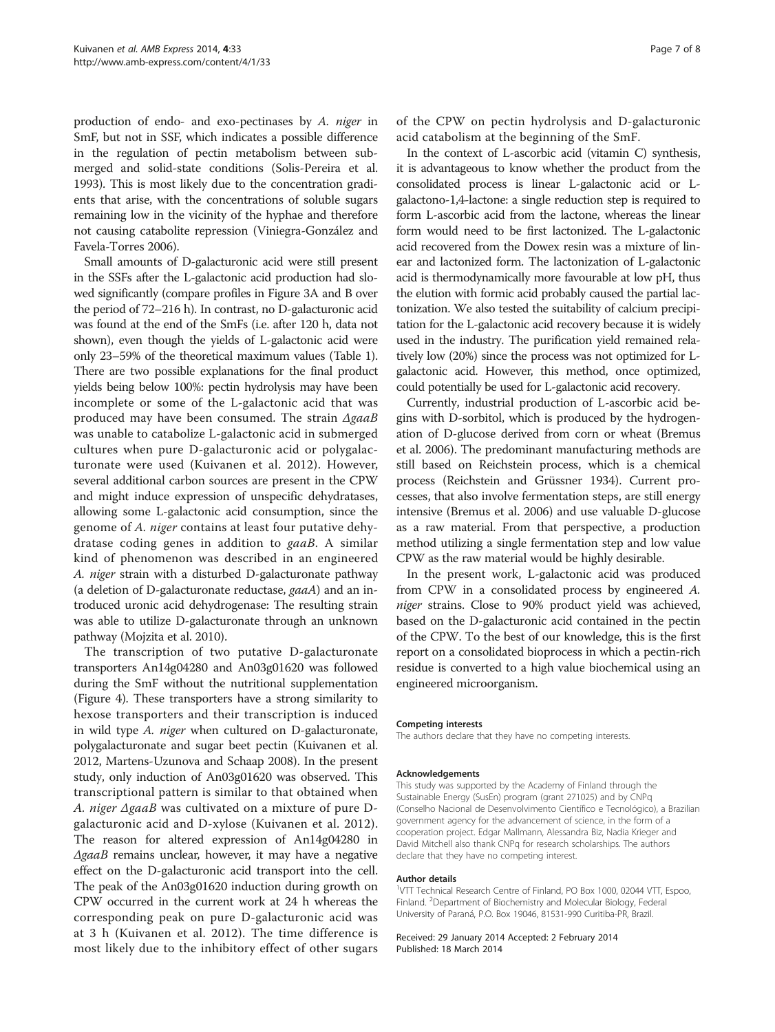production of endo- and exo-pectinases by *A. niger* in SmF, but not in SSF, which indicates a possible difference in the regulation of pectin metabolism between submerged and solid-state conditions (Solis-Pereira et al. 1993). This is most likely due to the concentration gradients that arise, with the concentrations of soluble sugars remaining low in the vicinity of the hyphae and therefore not causing catabolite repression (Viniegra-González and Favela-Torres 2006).

Small amounts of D-galacturonic acid were still present in the SSFs after the L-galactonic acid production had slowed significantly (compare profiles in Figure 3A and B over the period of 72–216 h). In contrast, no D-galacturonic acid was found at the end of the SmFs (i.e. after 120 h, data not shown), even though the yields of L-galactonic acid were only 23–59% of the theoretical maximum values (Table 1). There are two possible explanations for the final product yields being below 100%: pectin hydrolysis may have been incomplete or some of the L-galactonic acid that was produced may have been consumed. The strain Δ*gaaB* was unable to catabolize L-galactonic acid in submerged cultures when pure D-galacturonic acid or polygalacturonate were used (Kuivanen et al. 2012). However, several additional carbon sources are present in the CPW and might induce expression of unspecific dehydratases, allowing some L-galactonic acid consumption, since the genome of *A. niger* contains at least four putative dehydratase coding genes in addition to *gaaB*. A similar kind of phenomenon was described in an engineered *A. niger* strain with a disturbed D-galacturonate pathway (a deletion of D-galacturonate reductase, *gaaA*) and an introduced uronic acid dehydrogenase: The resulting strain was able to utilize D-galacturonate through an unknown pathway (Mojzita et al. 2010).

The transcription of two putative D-galacturonate transporters An14g04280 and An03g01620 was followed during the SmF without the nutritional supplementation (Figure 4). These transporters have a strong similarity to hexose transporters and their transcription is induced in wild type *A. niger* when cultured on D-galacturonate, polygalacturonate and sugar beet pectin (Kuivanen et al. 2012, Martens-Uzunova and Schaap 2008). In the present study, only induction of An03g01620 was observed. This transcriptional pattern is similar to that obtained when *A. niger* Δ*gaaB* was cultivated on a mixture of pure D-galacturonic acid and D-xylose (Kuivanen et al. 2012). The reason for altered expression of An14g04280 in Δ*gaaB* remains unclear, however, it may have a negative effect on the D-galacturonic acid transport into the cell. The peak of the An03g01620 induction during growth on CPW occurred in the current work at 24 h whereas the corresponding peak on pure D-galacturonic acid was at 3 h (Kuivanen et al. 2012). The time difference is most likely due to the inhibitory effect of other sugars of the CPW on pectin hydrolysis and D-galacturonic acid catabolism at the beginning of the SmF.

In the context of L-ascorbic acid (vitamin C) synthesis, it is advantageous to know whether the product from the consolidated process is linear L-galactonic acid or L-galactono-1,4-lactone: a single reduction step is required to form L-ascorbic acid from the lactone, whereas the linear form would need to be first lactonized. The L-galactonic acid recovered from the Dowex resin was a mixture of linear and lactonized form. The lactonization of L-galactonic acid is thermodynamically more favourable at low pH, thus the elution with formic acid probably caused the partial lactonization. We also tested the suitability of calcium precipitation for the L-galactonic acid recovery because it is widely used in the industry. The purification yield remained relatively low (20%) since the process was not optimized for L-galactonic acid. However, this method, once optimized, could potentially be used for L-galactonic acid recovery.

Currently, industrial production of L-ascorbic acid begins with D-sorbitol, which is produced by the hydrogenation of D-glucose derived from corn or wheat (Bremus et al. 2006). The predominant manufacturing methods are still based on Reichstein process, which is a chemical process (Reichstein and Grüssner 1934). Current processes, that also involve fermentation steps, are still energy intensive (Bremus et al. 2006) and use valuable D-glucose as a raw material. From that perspective, a production method utilizing a single fermentation step and low value CPW as the raw material would be highly desirable.

In the present work, L-galactonic acid was produced from CPW in a consolidated process by engineered *A. niger* strains. Close to 90% product yield was achieved, based on the D-galacturonic acid contained in the pectin of the CPW. To the best of our knowledge, this is the first report on a consolidated bioprocess in which a pectin-rich residue is converted to a high value biochemical using an engineered microorganism.

#### Competing interests

The authors declare that they have no competing interests.

#### Acknowledgements

This study was supported by the Academy of Finland through the Sustainable Energy (SusEn) program (grant 271025) and by CNPq (Conselho Nacional de Desenvolvimento Científico e Tecnológico), a Brazilian government agency for the advancement of science, in the form of a cooperation project. Edgar Mallmann, Alessandra Biz, Nadia Krieger and David Mitchell also thank CNPq for research scholarships. The authors declare that they have no competing interest.

#### Author details

[1]VTT Technical Research Centre of Finland, PO Box 1000, 02044 VTT, Espoo, Finland. [2]Department of Biochemistry and Molecular Biology, Federal University of Paraná, P.O. Box 19046, 81531-990 Curitiba-PR, Brazil.

Received: 29 January 2014 Accepted: 2 February 2014
Published: 18 March 2014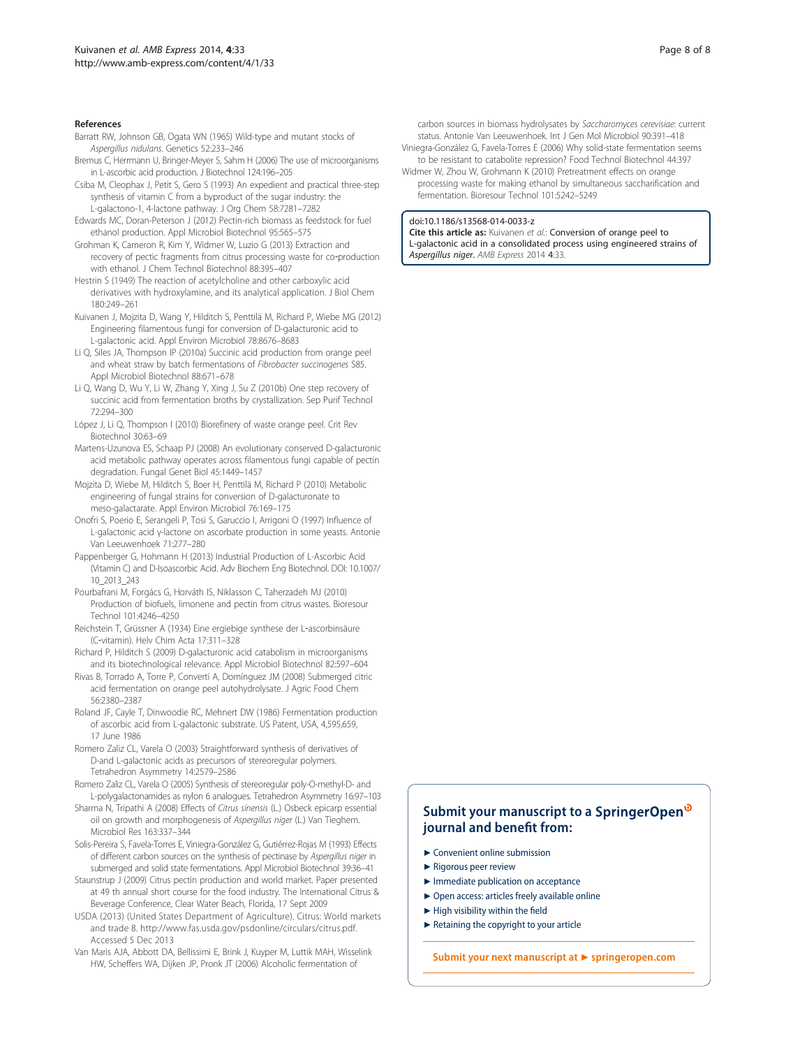## References

Barratt RW, Johnson GB, Ogata WN (1965) Wild-type and mutant stocks of *Aspergillus nidulans*. Genetics 52:233–246

Bremus C, Herrmann U, Bringer-Meyer S, Sahm H (2006) The use of microorganisms in L-ascorbic acid production. J Biotechnol 124:196–205

Csiba M, Cleophax J, Petit S, Gero S (1993) An expedient and practical three-step synthesis of vitamin C from a byproduct of the sugar industry: the L-galactono-1, 4-lactone pathway. J Org Chem 58:7281–7282

Edwards MC, Doran-Peterson J (2012) Pectin-rich biomass as feedstock for fuel ethanol production. Appl Microbiol Biotechnol 95:565–575

Grohman K, Cameron R, Kim Y, Widmer W, Luzio G (2013) Extraction and recovery of pectic fragments from citrus processing waste for co-production with ethanol. J Chem Technol Biotechnol 88:395–407

Hestrin S (1949) The reaction of acetylcholine and other carboxylic acid derivatives with hydroxylamine, and its analytical application. J Biol Chem 180:249–261

Kuivanen J, Mojzita D, Wang Y, Hilditch S, Penttilä M, Richard P, Wiebe MG (2012) Engineering filamentous fungi for conversion of D-galacturonic acid to L-galactonic acid. Appl Environ Microbiol 78:8676–8683

Li Q, Siles JA, Thompson IP (2010a) Succinic acid production from orange peel and wheat straw by batch fermentations of *Fibrobacter succinogenes* S85. Appl Microbiol Biotechnol 88:671–678

Li Q, Wang D, Wu Y, Li W, Zhang Y, Xing J, Su Z (2010b) One step recovery of succinic acid from fermentation broths by crystallization. Sep Purif Technol 72:294–300

López J, Li Q, Thompson I (2010) Biorefinery of waste orange peel. Crit Rev Biotechnol 30:63–69

Martens-Uzunova ES, Schaap PJ (2008) An evolutionary conserved D-galacturonic acid metabolic pathway operates across filamentous fungi capable of pectin degradation. Fungal Genet Biol 45:1449–1457

Mojzita D, Wiebe M, Hilditch S, Boer H, Penttilä M, Richard P (2010) Metabolic engineering of fungal strains for conversion of D-galacturonate to meso-galactarate. Appl Environ Microbiol 76:169–175

Onofri S, Poerio E, Serangeli P, Tosi S, Garuccio I, Arrigoni O (1997) Influence of L-galactonic acid γ-lactone on ascorbate production in some yeasts. Antonie Van Leeuwenhoek 71:277–280

Pappenberger G, Hohmann H (2013) Industrial Production of L-Ascorbic Acid (Vitamin C) and D-Isoascorbic Acid. Adv Biochem Eng Biotechnol. DOI: 10.1007/10_2013_243

Pourbafrani M, Forgács G, Horváth IS, Niklasson C, Taherzadeh MJ (2010) Production of biofuels, limonene and pectin from citrus wastes. Bioresour Technol 101:4246–4250

Reichstein T, Grüssner A (1934) Eine ergiebige synthese der L-ascorbinsäure (C-vitamin). Helv Chim Acta 17:311–328

Richard P, Hilditch S (2009) D-galacturonic acid catabolism in microorganisms and its biotechnological relevance. Appl Microbiol Biotechnol 82:597–604

Rivas B, Torrado A, Torre P, Converti A, Domínguez JM (2008) Submerged citric acid fermentation on orange peel autohydrolysate. J Agric Food Chem 56:2380–2387

Roland JF, Cayle T, Dinwoodie RC, Mehnert DW (1986) Fermentation production of ascorbic acid from L-galactonic substrate. US Patent, USA, 4,595,659, 17 June 1986

Romero Zaliz CL, Varela O (2003) Straightforward synthesis of derivatives of D-and L-galactonic acids as precursors of stereoregular polymers. Tetrahedron Asymmetry 14:2579–2586

Romero Zaliz CL, Varela O (2005) Synthesis of stereoregular poly-O-methyl-D- and L-polygalactonamides as nylon 6 analogues. Tetrahedron Asymmetry 16:97–103

Sharma N, Tripathi A (2008) Effects of *Citrus sinensis* (L.) Osbeck epicarp essential oil on growth and morphogenesis of *Aspergillus niger* (L.) Van Tieghem. Microbiol Res 163:337–344

Solis-Pereira S, Favela-Torres E, Viniegra-González G, Gutiérrez-Rojas M (1993) Effects of different carbon sources on the synthesis of pectinase by *Aspergillus niger* in submerged and solid state fermentations. Appl Microbiol Biotechnol 39:36–41

Staunstrup J (2009) Citrus pectin production and world market. Paper presented at 49 th annual short course for the food industry. The International Citrus & Beverage Conference, Clear Water Beach, Florida, 17 Sept 2009

USDA (2013) (United States Department of Agriculture). Citrus: World markets and trade 8. http://www.fas.usda.gov/psdonline/circulars/citrus.pdf. Accessed 5 Dec 2013

Van Maris AJA, Abbott DA, Bellissimi E, Brink J, Kuyper M, Luttik MAH, Wisselink HW, Scheffers WA, Dijken JP, Pronk JT (2006) Alcoholic fermentation of carbon sources in biomass hydrolysates by *Saccharomyces cerevisiae*: current status. Antonie Van Leeuwenhoek. Int J Gen Mol Microbiol 90:391–418

Viniegra-González G, Favela-Torres E (2006) Why solid-state fermentation seems to be resistant to catabolite repression? Food Technol Biotechnol 44:397

Widmer W, Zhou W, Grohmann K (2010) Pretreatment effects on orange processing waste for making ethanol by simultaneous saccharification and fermentation. Bioresour Technol 101:5242–5249

doi:10.1186/s13568-014-0033-z

**Cite this article as:** Kuivanen *et al.*: Conversion of orange peel to L-galactonic acid in a consolidated process using engineered strains of *Aspergillus niger*. *AMB Express* 2014 **4**:33.

**Submit your manuscript to a SpringerOpen journal and benefit from:**

- ► Convenient online submission
- ► Rigorous peer review
- ► Immediate publication on acceptance
- ► Open access: articles freely available online
- ► High visibility within the field
- ► Retaining the copyright to your article

**Submit your next manuscript at ► springeropen.com**